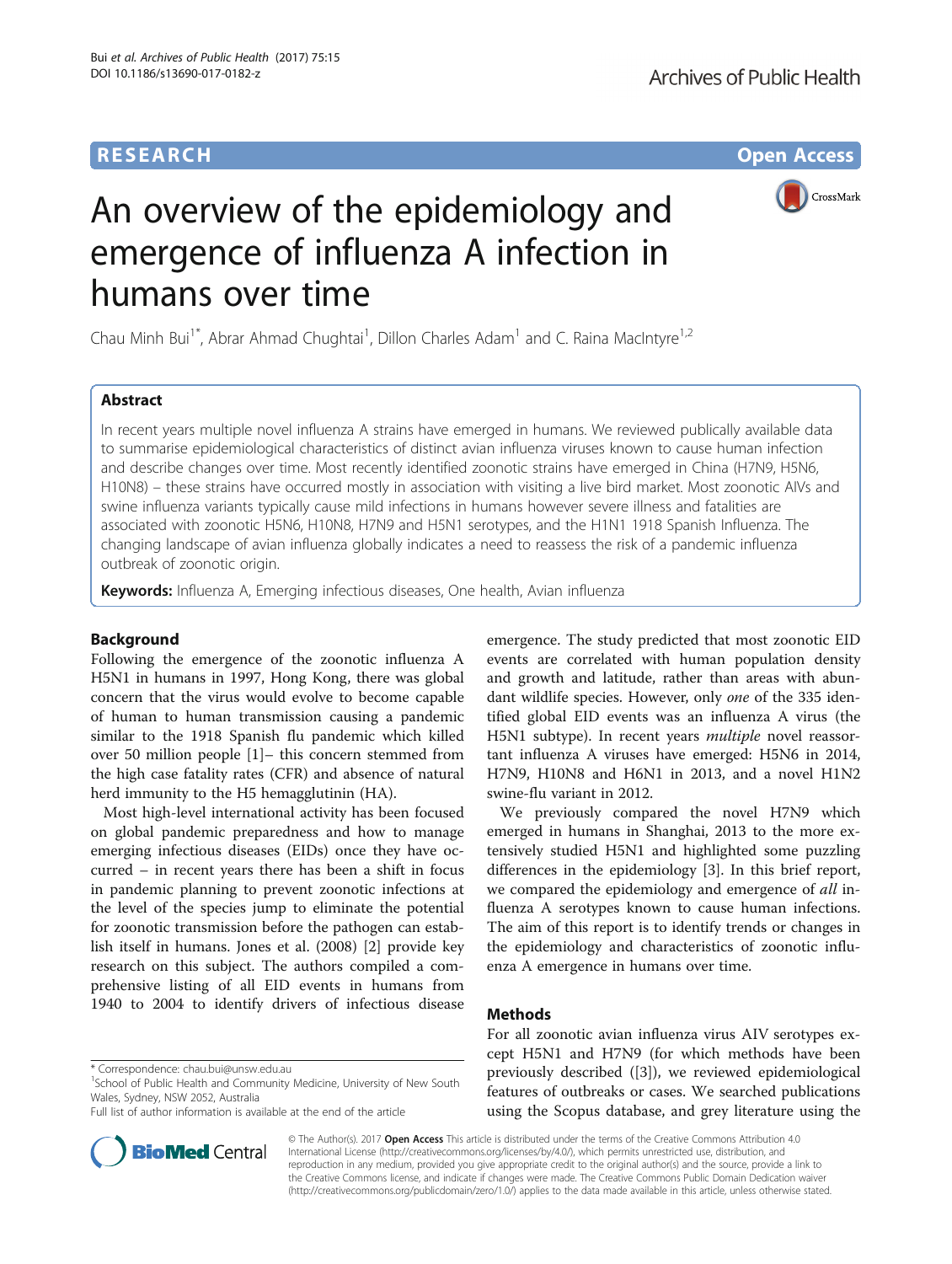RESEARCH Open Access

# An overview of the epidemiology and emergence of influenza A infection in humans over time

Chau Minh Bui[1*], Abrar Ahmad Chughtai[1], Dillon Charles Adam[1] and C. Raina MacIntyre[1,2]

## Abstract

In recent years multiple novel influenza A strains have emerged in humans. We reviewed publically available data to summarise epidemiological characteristics of distinct avian influenza viruses known to cause human infection and describe changes over time. Most recently identified zoonotic strains have emerged in China (H7N9, H5N6, H10N8) – these strains have occurred mostly in association with visiting a live bird market. Most zoonotic AIVs and swine influenza variants typically cause mild infections in humans however severe illness and fatalities are associated with zoonotic H5N6, H10N8, H7N9 and H5N1 serotypes, and the H1N1 1918 Spanish Influenza. The changing landscape of avian influenza globally indicates a need to reassess the risk of a pandemic influenza outbreak of zoonotic origin.

**Keywords:** Influenza A, Emerging infectious diseases, One health, Avian influenza

## Background

Following the emergence of the zoonotic influenza A H5N1 in humans in 1997, Hong Kong, there was global concern that the virus would evolve to become capable of human to human transmission causing a pandemic similar to the 1918 Spanish flu pandemic which killed over 50 million people [1]– this concern stemmed from the high case fatality rates (CFR) and absence of natural herd immunity to the H5 hemagglutinin (HA).

Most high-level international activity has been focused on global pandemic preparedness and how to manage emerging infectious diseases (EIDs) once they have occurred – in recent years there has been a shift in focus in pandemic planning to prevent zoonotic infections at the level of the species jump to eliminate the potential for zoonotic transmission before the pathogen can establish itself in humans. Jones et al. (2008) [2] provide key research on this subject. The authors compiled a comprehensive listing of all EID events in humans from 1940 to 2004 to identify drivers of infectious disease emergence. The study predicted that most zoonotic EID events are correlated with human population density and growth and latitude, rather than areas with abundant wildlife species. However, only *one* of the 335 identified global EID events was an influenza A virus (the H5N1 subtype). In recent years *multiple* novel reassortant influenza A viruses have emerged: H5N6 in 2014, H7N9, H10N8 and H6N1 in 2013, and a novel H1N2 swine-flu variant in 2012.

We previously compared the novel H7N9 which emerged in humans in Shanghai, 2013 to the more extensively studied H5N1 and highlighted some puzzling differences in the epidemiology [3]. In this brief report, we compared the epidemiology and emergence of *all* influenza A serotypes known to cause human infections. The aim of this report is to identify trends or changes in the epidemiology and characteristics of zoonotic influenza A emergence in humans over time.

## Methods

For all zoonotic avian influenza virus AIV serotypes except H5N1 and H7N9 (for which methods have been previously described ([3]), we reviewed epidemiological features of outbreaks or cases. We searched publications using the Scopus database, and grey literature using the

* Correspondence: chau.bui@unsw.edu.au
[1]School of Public Health and Community Medicine, University of New South Wales, Sydney, NSW 2052, Australia
Full list of author information is available at the end of the article

© The Author(s). 2017 **Open Access** This article is distributed under the terms of the Creative Commons Attribution 4.0 International License (http://creativecommons.org/licenses/by/4.0/), which permits unrestricted use, distribution, and reproduction in any medium, provided you give appropriate credit to the original author(s) and the source, provide a link to the Creative Commons license, and indicate if changes were made. The Creative Commons Public Domain Dedication waiver (http://creativecommons.org/publicdomain/zero/1.0/) applies to the data made available in this article, unless otherwise stated.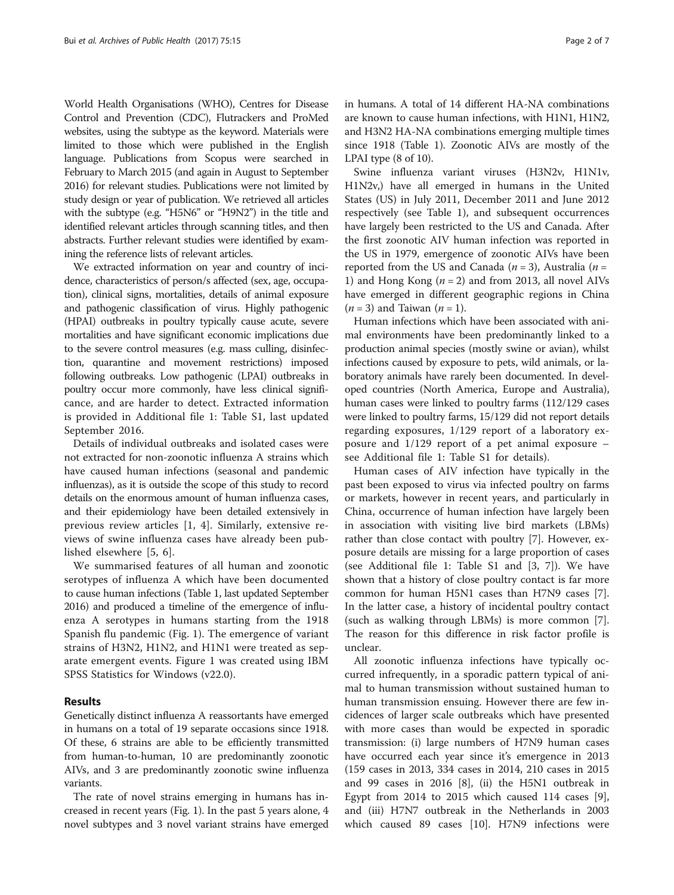World Health Organisations (WHO), Centres for Disease Control and Prevention (CDC), Flutrackers and ProMed websites, using the subtype as the keyword. Materials were limited to those which were published in the English language. Publications from Scopus were searched in February to March 2015 (and again in August to September 2016) for relevant studies. Publications were not limited by study design or year of publication. We retrieved all articles with the subtype (e.g. "H5N6" or "H9N2") in the title and identified relevant articles through scanning titles, and then abstracts. Further relevant studies were identified by examining the reference lists of relevant articles.

We extracted information on year and country of incidence, characteristics of person/s affected (sex, age, occupation), clinical signs, mortalities, details of animal exposure and pathogenic classification of virus. Highly pathogenic (HPAI) outbreaks in poultry typically cause acute, severe mortalities and have significant economic implications due to the severe control measures (e.g. mass culling, disinfection, quarantine and movement restrictions) imposed following outbreaks. Low pathogenic (LPAI) outbreaks in poultry occur more commonly, have less clinical significance, and are harder to detect. Extracted information is provided in Additional file 1: Table S1, last updated September 2016.

Details of individual outbreaks and isolated cases were not extracted for non-zoonotic influenza A strains which have caused human infections (seasonal and pandemic influenzas), as it is outside the scope of this study to record details on the enormous amount of human influenza cases, and their epidemiology have been detailed extensively in previous review articles [1, 4]. Similarly, extensive reviews of swine influenza cases have already been published elsewhere [5, 6].

We summarised features of all human and zoonotic serotypes of influenza A which have been documented to cause human infections (Table 1, last updated September 2016) and produced a timeline of the emergence of influenza A serotypes in humans starting from the 1918 Spanish flu pandemic (Fig. 1). The emergence of variant strains of H3N2, H1N2, and H1N1 were treated as separate emergent events. Figure 1 was created using IBM SPSS Statistics for Windows (v22.0).

## Results

Genetically distinct influenza A reassortants have emerged in humans on a total of 19 separate occasions since 1918. Of these, 6 strains are able to be efficiently transmitted from human-to-human, 10 are predominantly zoonotic AIVs, and 3 are predominantly zoonotic swine influenza variants.

The rate of novel strains emerging in humans has increased in recent years (Fig. 1). In the past 5 years alone, 4 novel subtypes and 3 novel variant strains have emerged in humans. A total of 14 different HA-NA combinations are known to cause human infections, with H1N1, H1N2, and H3N2 HA-NA combinations emerging multiple times since 1918 (Table 1). Zoonotic AIVs are mostly of the LPAI type (8 of 10).

Swine influenza variant viruses (H3N2v, H1N1v, H1N2v,) have all emerged in humans in the United States (US) in July 2011, December 2011 and June 2012 respectively (see Table 1), and subsequent occurrences have largely been restricted to the US and Canada. After the first zoonotic AIV human infection was reported in the US in 1979, emergence of zoonotic AIVs have been reported from the US and Canada ($n = 3$), Australia ($n = 1$) and Hong Kong ($n = 2$) and from 2013, all novel AIVs have emerged in different geographic regions in China ($n = 3$) and Taiwan ($n = 1$).

Human infections which have been associated with animal environments have been predominantly linked to a production animal species (mostly swine or avian), whilst infections caused by exposure to pets, wild animals, or laboratory animals have rarely been documented. In developed countries (North America, Europe and Australia), human cases were linked to poultry farms (112/129 cases were linked to poultry farms, 15/129 did not report details regarding exposures, 1/129 report of a laboratory exposure and 1/129 report of a pet animal exposure – see Additional file 1: Table S1 for details).

Human cases of AIV infection have typically in the past been exposed to virus via infected poultry on farms or markets, however in recent years, and particularly in China, occurrence of human infection have largely been in association with visiting live bird markets (LBMs) rather than close contact with poultry [7]. However, exposure details are missing for a large proportion of cases (see Additional file 1: Table S1 and [3, 7]). We have shown that a history of close poultry contact is far more common for human H5N1 cases than H7N9 cases [7]. In the latter case, a history of incidental poultry contact (such as walking through LBMs) is more common [7]. The reason for this difference in risk factor profile is unclear.

All zoonotic influenza infections have typically occurred infrequently, in a sporadic pattern typical of animal to human transmission without sustained human to human transmission ensuing. However there are few incidences of larger scale outbreaks which have presented with more cases than would be expected in sporadic transmission: (i) large numbers of H7N9 human cases have occurred each year since it's emergence in 2013 (159 cases in 2013, 334 cases in 2014, 210 cases in 2015 and 99 cases in 2016 [8], (ii) the H5N1 outbreak in Egypt from 2014 to 2015 which caused 114 cases [9], and (iii) H7N7 outbreak in the Netherlands in 2003 which caused 89 cases [10]. H7N9 infections were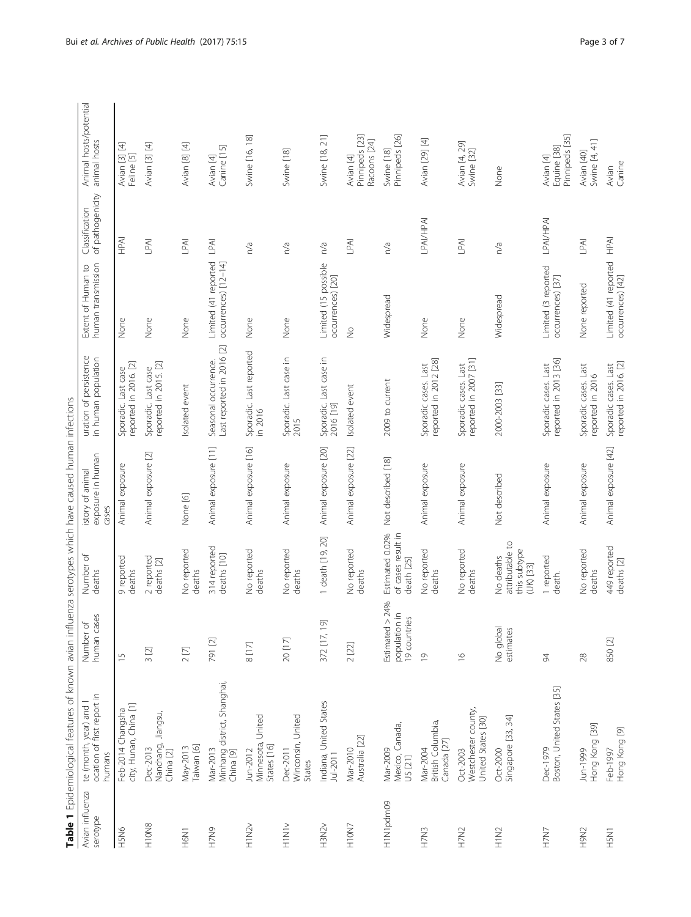**Table 1** Epidemiological features of known avian influenza serotypes which have caused human infections

| Avian influenza serotype | te (month, year) and l ocation of first report in humans | Number of human cases | Number of deaths | istory of animal exposure in human cases | uration of persistence in human population | Extent of Human to human transmission | Classification of pathogenicity | Animal hosts/potential animal hosts |
|---|---|---|---|---|---|---|---|---|
| H5N6 | Feb-2014 Changsha city, Hunan, China [1] | 15 | 9 reported deaths | Animal exposure | Sporadic. Last case reported in 2016. [2] | None | HPAI | Avian [3] [4] Feline [5] |
| H10N8 | Dec-2013 Nanchang, Jiangsu, China [2] | 3 [2] | 2 reported deaths [2] | Animal exposure [2] | Sporadic. Last case reported in 2015. [2] | None | LPAI | Avian [3] [4] |
| H6N1 | May-2013 Taiwan [6] | 2 [7] | No reported deaths | None [6] | Isolated event | None | LPAI | Avian [8] [4] |
| H7N9 | Mar-2013 Minhang district, Shanghai, China [9] | 791 [2] | 314 reported deaths [10] | Animal exposure [11] | Seasonal occurrence. Last reported in 2016 [2] | Limited (41 reported occurrences) [12–14] | LPAI | Avian [4] Canine [15] |
| H1N2v | Jun-2012 Minnesota, United States [16] | 8 [17] | No reported deaths | Animal exposure [16] | Sporadic. Last reported in 2016 | None | n/a | Swine [16, 18] |
| H1N1v | Dec-2011 Winconsin, United States | 20 [17] | No reported deaths | Animal exposure | Sporadic. Last case in 2015 | None | n/a | Swine [18] |
| H3N2v | Indiana, United States Jul-2011 | 372 [17, 19] | 1 death [19, 20] | Animal exposure [20] | Sporadic. Last case in 2016 [19] | Limited (15 possible occurrences) [20] | n/a | Swine [18, 21] |
| H10N7 | Mar-2010 Australia [22] | 2 [22] | No reported deaths | Animal exposure [22] | Isolated event | No | LPAI | Avian [4] Pinnipeds [23] Racoons [24] |
| H1N1pdm09 | Mar-2009 Mexico, Canada, US [21] | Estimated > 24% population in 19 countries | Estimated 0.02% of cases result in death [25] | Not described [18] | 2009 to current | Widespread | n/a | Swine [18] Pinnipeds [26] |
| H7N3 | Mar-2004 British Columbia, Canada [27] | 19 | No reported deaths | Animal exposure | Sporadic cases. Last reported in 2012 [28] | None | LPAI/HPAI | Avian [29] [4] |
| H7N2 | Oct-2003 Westchester county, United States [30] | 16 | No reported deaths | Animal exposure | Sporadic cases. Last reported in 2007 [31] | None | LPAI | Avian [4, 29] Swine [32] |
| H1N2 | Oct-2000 Singapore [33, 34] | No global estimates | No deaths attributable to this subtype (UK) [33] | Not described | 2000-2003 [33] | Widespread | n/a | None |
| H7N7 | Dec-1979 Boston, United States [35] | 94 | 1 reported death. | Animal exposure | Sporadic cases. Last reported in 2013 [36] | Limited (3 reported occurrences) [37] | LPAI/HPAI | Avian [4] Equine [38] Pinnipeds [35] |
| H9N2 | Jun-1999 Hong Kong [39] | 28 | No reported deaths | Animal exposure | Sporadic cases. Last reported in 2016 | None reported | LPAI | Avian [40] Swine [4, 41] |
| H5N1 | Feb-1997 Hong Kong [9] | 850 [2] | 449 reported deaths [2] | Animal exposure [42] | Sporadic cases. Last reported in 2016. [2] | Limited (41 reported occurrences) [42] | HPAI | Avian Canine |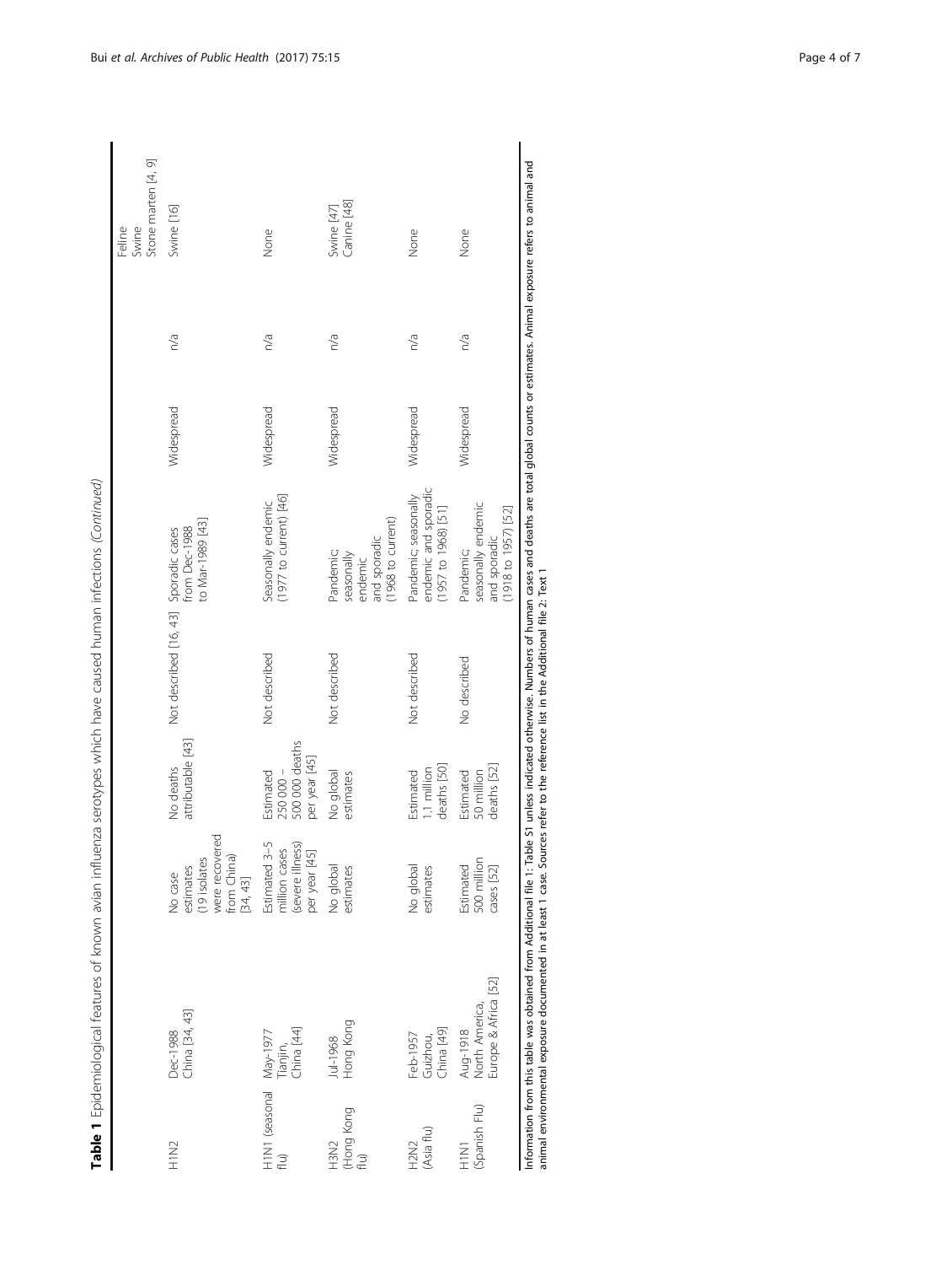**Table 1** Epidemiological features of known avian influenza serotypes which have caused human infections *(Continued)*

| | | | | | | | | |
|---|---|---|---|---|---|---|---|---|
| | | | | | | | | Feline Swine Stone marten [4, 9] |
| H1N2 | Dec-1988 China [34, 43] | No case estimates (19 isolates were recovered from China) [34, 43] | No deaths attributable [43] | Not described [16, 43] | Sporadic cases from Dec-1988 to Mar-1989 [43] | Widespread | n/a | Swine [16] |
| H1N1 (seasonal flu) | May-1977 Tianjin, China [44] | Estimated 3–5 million cases (severe illness) per year [45] | Estimated 250 000 – 500 000 deaths per year [45] | Not described | Seasonally endemic (1977 to current) [46] | Widespread | n/a | None |
| H3N2 (Hong Kong flu) | Jul-1968 Hong Kong | No global estimates | No global estimates | Not described | Pandemic; seasonally endemic and sporadic (1968 to current) | Widespread | n/a | Swine [47] Canine [48] |
| H2N2 (Asia flu) | Feb-1957 Guizhou, China [49] | No global estimates | Estimated 1.1 million deaths [50] | Not described | Pandemic; seasonally endemic and sporadic (1957 to 1968) [51] | Widespread | n/a | None |
| H1N1 (Spanish Flu) | Aug-1918 North America, Europe & Africa [52] | Estimated 500 million cases [52] | Estimated 50 million deaths [52] | No described | Pandemic; seasonally endemic and sporadic (1918 to 1957) [52] | Widespread | n/a | None |

Information from this table was obtained from Additional file 1: Table S1 unless indicated otherwise. Numbers of human cases and deaths are total global counts or estimates. Animal exposure refers to animal and animal environmental exposure documented in at least 1 case. Sources refer to the reference list in the Additional file 2: Text 1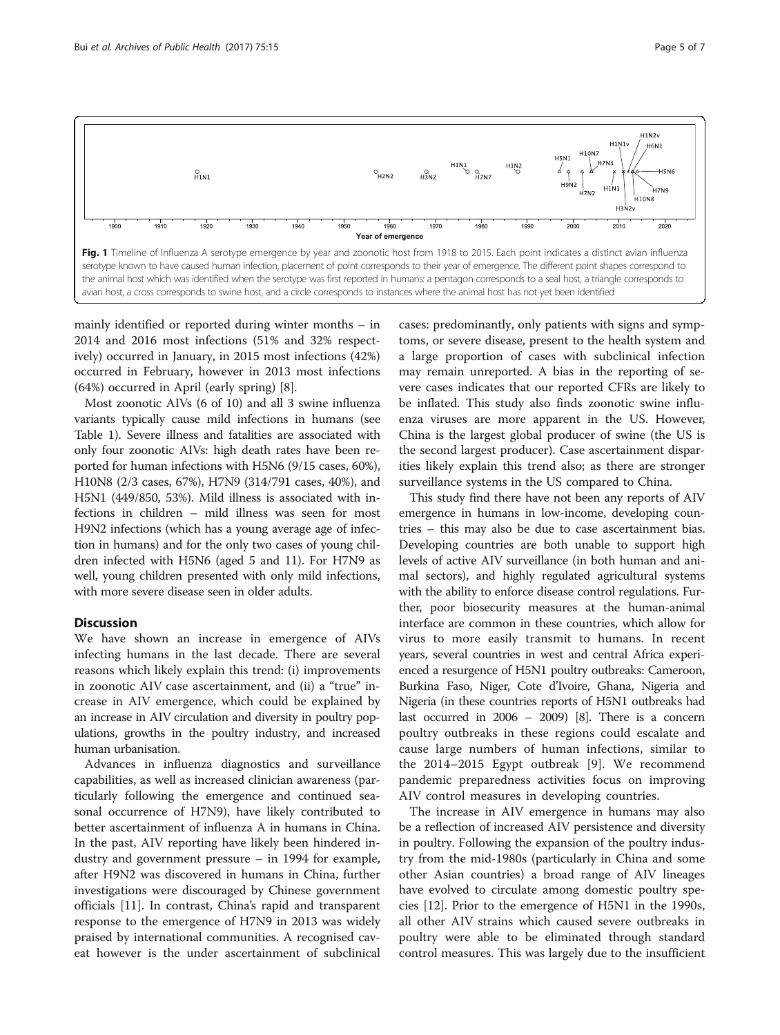Fig. 1 Timeline of Influenza A serotype emergence by year and zoonotic host from 1918 to 2015. Each point indicates a distinct avian influenza serotype known to have caused human infection, placement of point corresponds to their year of emergence. The different point shapes correspond to the animal host which was identified when the serotype was first reported in humans: a pentagon corresponds to a seal host, a triangle corresponds to avian host, a cross corresponds to swine host, and a circle corresponds to instances where the animal host has not yet been identified

mainly identified or reported during winter months – in 2014 and 2016 most infections (51% and 32% respectively) occurred in January, in 2015 most infections (42%) occurred in February, however in 2013 most infections (64%) occurred in April (early spring) [8].

Most zoonotic AIVs (6 of 10) and all 3 swine influenza variants typically cause mild infections in humans (see Table 1). Severe illness and fatalities are associated with only four zoonotic AIVs: high death rates have been reported for human infections with H5N6 (9/15 cases, 60%), H10N8 (2/3 cases, 67%), H7N9 (314/791 cases, 40%), and H5N1 (449/850, 53%). Mild illness is associated with infections in children – mild illness was seen for most H9N2 infections (which has a young average age of infection in humans) and for the only two cases of young children infected with H5N6 (aged 5 and 11). For H7N9 as well, young children presented with only mild infections, with more severe disease seen in older adults.

## Discussion

We have shown an increase in emergence of AIVs infecting humans in the last decade. There are several reasons which likely explain this trend: (i) improvements in zoonotic AIV case ascertainment, and (ii) a "true" increase in AIV emergence, which could be explained by an increase in AIV circulation and diversity in poultry populations, growths in the poultry industry, and increased human urbanisation.

Advances in influenza diagnostics and surveillance capabilities, as well as increased clinician awareness (particularly following the emergence and continued seasonal occurrence of H7N9), have likely contributed to better ascertainment of influenza A in humans in China. In the past, AIV reporting have likely been hindered industry and government pressure – in 1994 for example, after H9N2 was discovered in humans in China, further investigations were discouraged by Chinese government officials [11]. In contrast, China's rapid and transparent response to the emergence of H7N9 in 2013 was widely praised by international communities. A recognised caveat however is the under ascertainment of subclinical cases: predominantly, only patients with signs and symptoms, or severe disease, present to the health system and a large proportion of cases with subclinical infection may remain unreported. A bias in the reporting of severe cases indicates that our reported CFRs are likely to be inflated. This study also finds zoonotic swine influenza viruses are more apparent in the US. However, China is the largest global producer of swine (the US is the second largest producer). Case ascertainment disparities likely explain this trend also; as there are stronger surveillance systems in the US compared to China.

This study find there have not been any reports of AIV emergence in humans in low-income, developing countries – this may also be due to case ascertainment bias. Developing countries are both unable to support high levels of active AIV surveillance (in both human and animal sectors), and highly regulated agricultural systems with the ability to enforce disease control regulations. Further, poor biosecurity measures at the human-animal interface are common in these countries, which allow for virus to more easily transmit to humans. In recent years, several countries in west and central Africa experienced a resurgence of H5N1 poultry outbreaks: Cameroon, Burkina Faso, Niger, Cote d'Ivoire, Ghana, Nigeria and Nigeria (in these countries reports of H5N1 outbreaks had last occurred in 2006 – 2009) [8]. There is a concern poultry outbreaks in these regions could escalate and cause large numbers of human infections, similar to the 2014–2015 Egypt outbreak [9]. We recommend pandemic preparedness activities focus on improving AIV control measures in developing countries.

The increase in AIV emergence in humans may also be a reflection of increased AIV persistence and diversity in poultry. Following the expansion of the poultry industry from the mid-1980s (particularly in China and some other Asian countries) a broad range of AIV lineages have evolved to circulate among domestic poultry species [12]. Prior to the emergence of H5N1 in the 1990s, all other AIV strains which caused severe outbreaks in poultry were able to be eliminated through standard control measures. This was largely due to the insufficient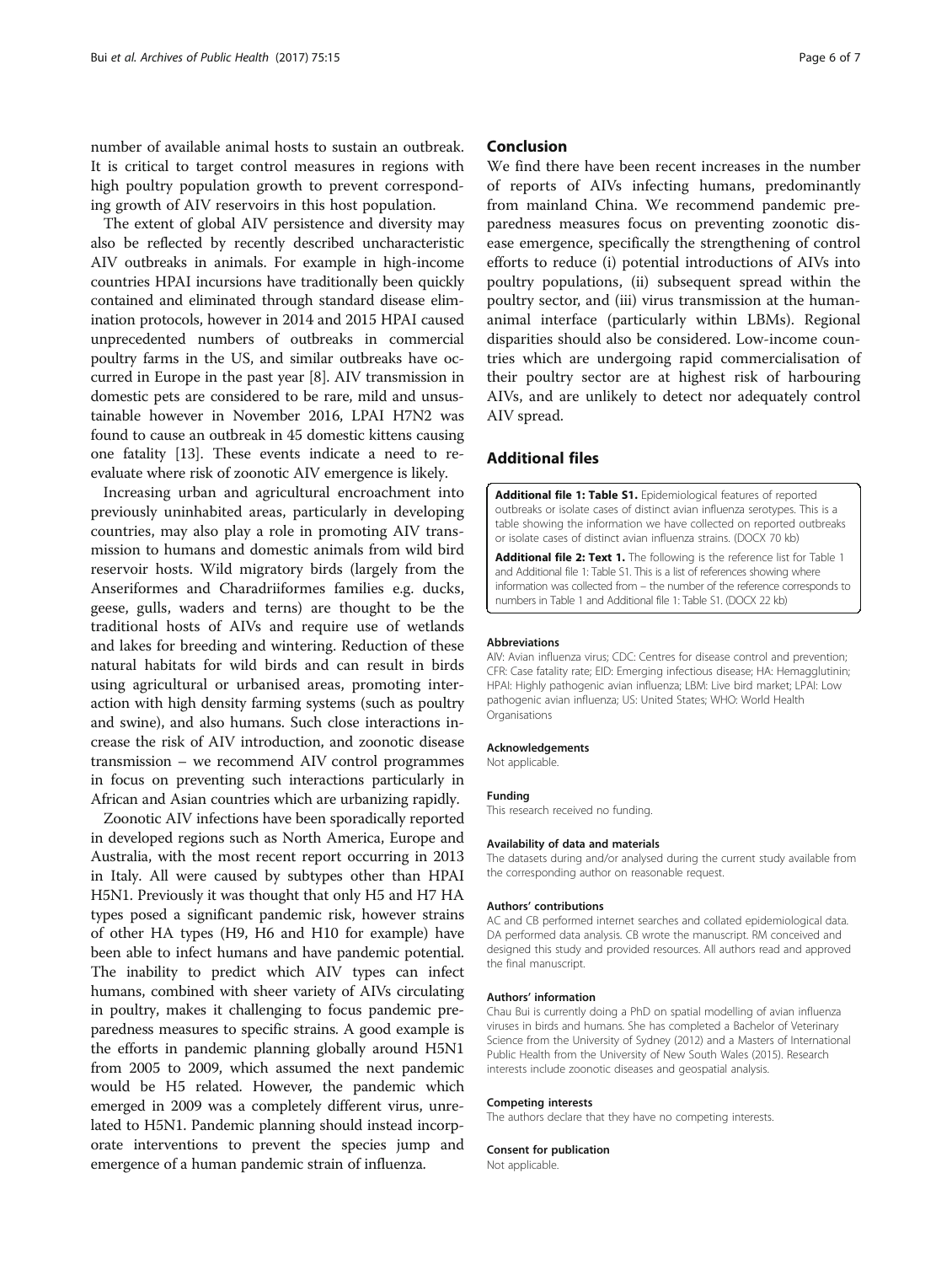number of available animal hosts to sustain an outbreak. It is critical to target control measures in regions with high poultry population growth to prevent corresponding growth of AIV reservoirs in this host population.

The extent of global AIV persistence and diversity may also be reflected by recently described uncharacteristic AIV outbreaks in animals. For example in high-income countries HPAI incursions have traditionally been quickly contained and eliminated through standard disease elimination protocols, however in 2014 and 2015 HPAI caused unprecedented numbers of outbreaks in commercial poultry farms in the US, and similar outbreaks have occurred in Europe in the past year [8]. AIV transmission in domestic pets are considered to be rare, mild and unsustainable however in November 2016, LPAI H7N2 was found to cause an outbreak in 45 domestic kittens causing one fatality [13]. These events indicate a need to reevaluate where risk of zoonotic AIV emergence is likely.

Increasing urban and agricultural encroachment into previously uninhabited areas, particularly in developing countries, may also play a role in promoting AIV transmission to humans and domestic animals from wild bird reservoir hosts. Wild migratory birds (largely from the Anseriformes and Charadriiformes families e.g. ducks, geese, gulls, waders and terns) are thought to be the traditional hosts of AIVs and require use of wetlands and lakes for breeding and wintering. Reduction of these natural habitats for wild birds and can result in birds using agricultural or urbanised areas, promoting interaction with high density farming systems (such as poultry and swine), and also humans. Such close interactions increase the risk of AIV introduction, and zoonotic disease transmission – we recommend AIV control programmes in focus on preventing such interactions particularly in African and Asian countries which are urbanizing rapidly.

Zoonotic AIV infections have been sporadically reported in developed regions such as North America, Europe and Australia, with the most recent report occurring in 2013 in Italy. All were caused by subtypes other than HPAI H5N1. Previously it was thought that only H5 and H7 HA types posed a significant pandemic risk, however strains of other HA types (H9, H6 and H10 for example) have been able to infect humans and have pandemic potential. The inability to predict which AIV types can infect humans, combined with sheer variety of AIVs circulating in poultry, makes it challenging to focus pandemic preparedness measures to specific strains. A good example is the efforts in pandemic planning globally around H5N1 from 2005 to 2009, which assumed the next pandemic would be H5 related. However, the pandemic which emerged in 2009 was a completely different virus, unrelated to H5N1. Pandemic planning should instead incorporate interventions to prevent the species jump and emergence of a human pandemic strain of influenza.

## Conclusion

We find there have been recent increases in the number of reports of AIVs infecting humans, predominantly from mainland China. We recommend pandemic preparedness measures focus on preventing zoonotic disease emergence, specifically the strengthening of control efforts to reduce (i) potential introductions of AIVs into poultry populations, (ii) subsequent spread within the poultry sector, and (iii) virus transmission at the human-animal interface (particularly within LBMs). Regional disparities should also be considered. Low-income countries which are undergoing rapid commercialisation of their poultry sector are at highest risk of harbouring AIVs, and are unlikely to detect nor adequately control AIV spread.

## Additional files

**Additional file 1: Table S1.** Epidemiological features of reported outbreaks or isolate cases of distinct avian influenza serotypes. This is a table showing the information we have collected on reported outbreaks or isolate cases of distinct avian influenza strains. (DOCX 70 kb)

**Additional file 2: Text 1.** The following is the reference list for Table 1 and Additional file 1: Table S1. This is a list of references showing where information was collected from – the number of the reference corresponds to numbers in Table 1 and Additional file 1: Table S1. (DOCX 22 kb)

#### Abbreviations

AIV: Avian influenza virus; CDC: Centres for disease control and prevention; CFR: Case fatality rate; EID: Emerging infectious disease; HA: Hemagglutinin; HPAI: Highly pathogenic avian influenza; LBM: Live bird market; LPAI: Low pathogenic avian influenza; US: United States; WHO: World Health Organisations

#### Acknowledgements

Not applicable.

#### Funding

This research received no funding.

#### Availability of data and materials

The datasets during and/or analysed during the current study available from the corresponding author on reasonable request.

#### Authors' contributions

AC and CB performed internet searches and collated epidemiological data. DA performed data analysis. CB wrote the manuscript. RM conceived and designed this study and provided resources. All authors read and approved the final manuscript.

#### Authors' information

Chau Bui is currently doing a PhD on spatial modelling of avian influenza viruses in birds and humans. She has completed a Bachelor of Veterinary Science from the University of Sydney (2012) and a Masters of International Public Health from the University of New South Wales (2015). Research interests include zoonotic diseases and geospatial analysis.

#### Competing interests

The authors declare that they have no competing interests.

#### Consent for publication

Not applicable.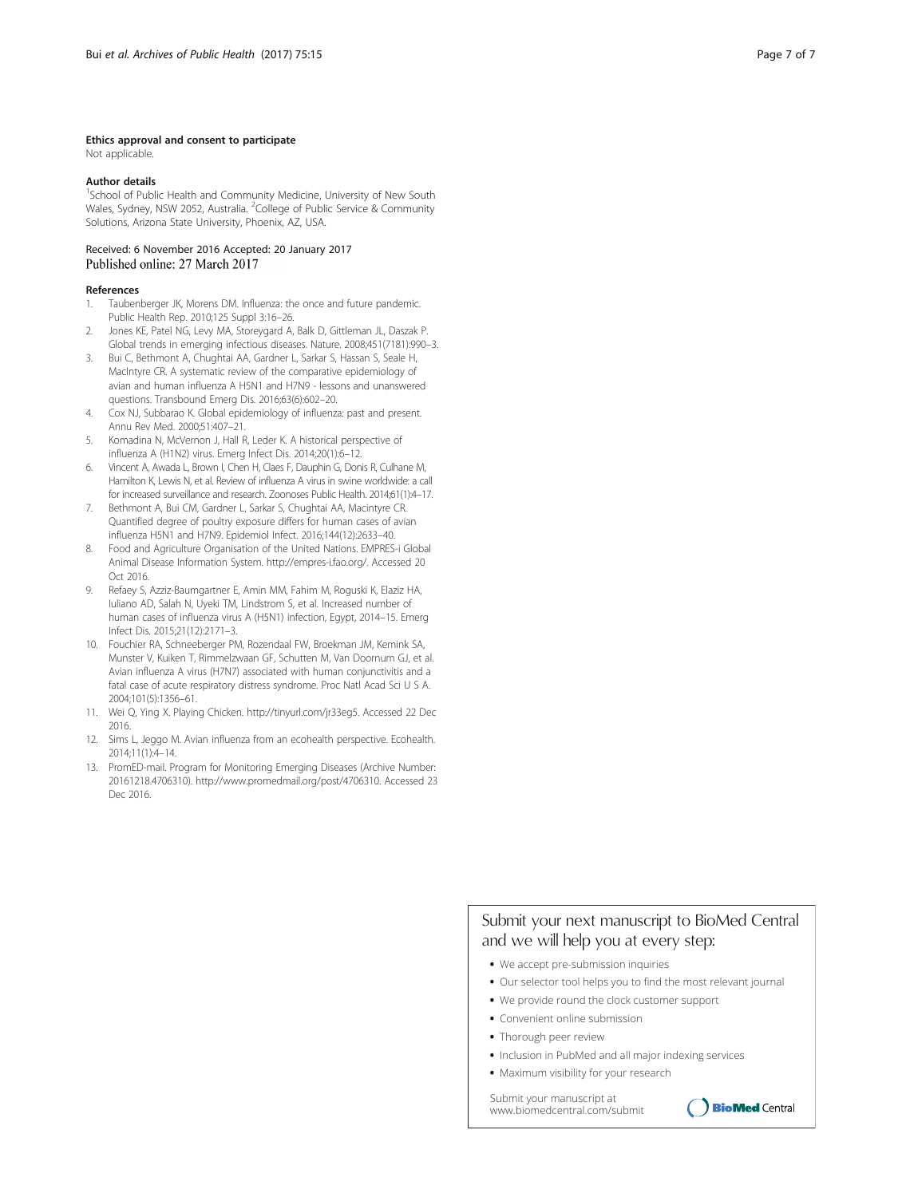#### Ethics approval and consent to participate

Not applicable.

#### Author details

[1]School of Public Health and Community Medicine, University of New South Wales, Sydney, NSW 2052, Australia. [2]College of Public Service & Community Solutions, Arizona State University, Phoenix, AZ, USA.

Received: 6 November 2016 Accepted: 20 January 2017
Published online: 27 March 2017

#### References

1. Taubenberger JK, Morens DM. Influenza: the once and future pandemic. Public Health Rep. 2010;125 Suppl 3:16–26.
2. Jones KE, Patel NG, Levy MA, Storeygard A, Balk D, Gittleman JL, Daszak P. Global trends in emerging infectious diseases. Nature. 2008;451(7181):990–3.
3. Bui C, Bethmont A, Chughtai AA, Gardner L, Sarkar S, Hassan S, Seale H, MacIntyre CR. A systematic review of the comparative epidemiology of avian and human influenza A H5N1 and H7N9 - lessons and unanswered questions. Transbound Emerg Dis. 2016;63(6):602–20.
4. Cox NJ, Subbarao K. Global epidemiology of influenza: past and present. Annu Rev Med. 2000;51:407–21.
5. Komadina N, McVernon J, Hall R, Leder K. A historical perspective of influenza A (H1N2) virus. Emerg Infect Dis. 2014;20(1):6–12.
6. Vincent A, Awada L, Brown I, Chen H, Claes F, Dauphin G, Donis R, Culhane M, Hamilton K, Lewis N, et al. Review of influenza A virus in swine worldwide: a call for increased surveillance and research. Zoonoses Public Health. 2014;61(1):4–17.
7. Bethmont A, Bui CM, Gardner L, Sarkar S, Chughtai AA, Macintyre CR. Quantified degree of poultry exposure differs for human cases of avian influenza H5N1 and H7N9. Epidemiol Infect. 2016;144(12):2633–40.
8. Food and Agriculture Organisation of the United Nations. EMPRES-i Global Animal Disease Information System. http://empres-i.fao.org/. Accessed 20 Oct 2016.
9. Refaey S, Azziz-Baumgartner E, Amin MM, Fahim M, Roguski K, Elaziz HA, Iuliano AD, Salah N, Uyeki TM, Lindstrom S, et al. Increased number of human cases of influenza virus A (H5N1) infection, Egypt, 2014–15. Emerg Infect Dis. 2015;21(12):2171–3.
10. Fouchier RA, Schneeberger PM, Rozendaal FW, Broekman JM, Kemink SA, Munster V, Kuiken T, Rimmelzwaan GF, Schutten M, Van Doornum GJ, et al. Avian influenza A virus (H7N7) associated with human conjunctivitis and a fatal case of acute respiratory distress syndrome. Proc Natl Acad Sci U S A. 2004;101(5):1356–61.
11. Wei Q, Ying X. Playing Chicken. http://tinyurl.com/jr33eg5. Accessed 22 Dec 2016.
12. Sims L, Jeggo M. Avian influenza from an ecohealth perspective. Ecohealth. 2014;11(1):4–14.
13. PromED-mail. Program for Monitoring Emerging Diseases (Archive Number: 20161218.4706310). http://www.promedmail.org/post/4706310. Accessed 23 Dec 2016.

Submit your next manuscript to BioMed Central and we will help you at every step:

- We accept pre-submission inquiries
- Our selector tool helps you to find the most relevant journal
- We provide round the clock customer support
- Convenient online submission
- Thorough peer review
- Inclusion in PubMed and all major indexing services
- Maximum visibility for your research

Submit your manuscript at www.biomedcentral.com/submit

BioMed Central